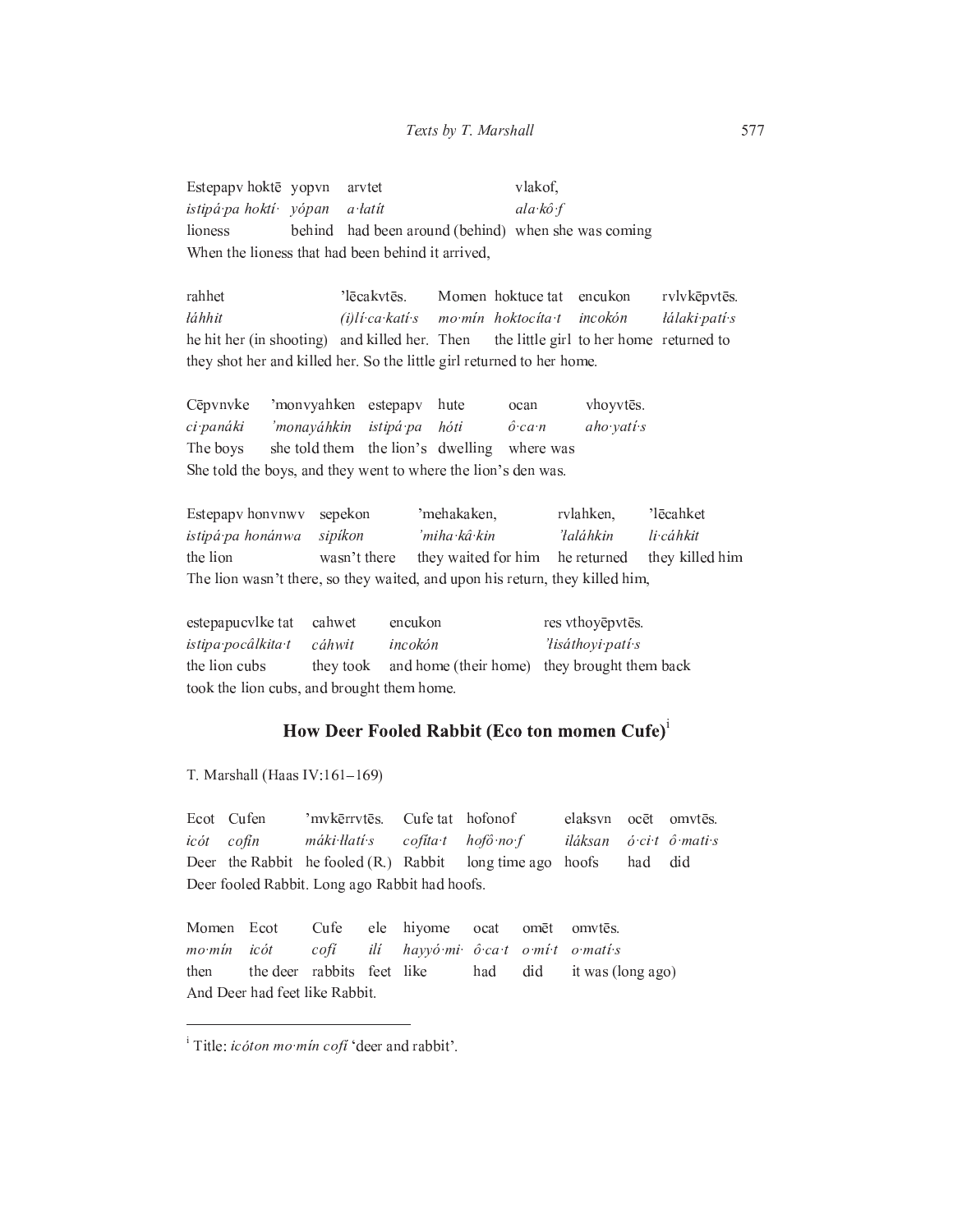Estepapv hoktē yopvn arvtet vlakof,
*istipá·pa hoktí· yópan a·łatít ala·kô·f*
lioness behind had been around (behind) when she was coming
When the lioness that had been behind it arrived,

rahhet ’lēcakvtēs. Momen hoktuce tat encukon rvlvkēpvtēs.
*łáhhit (i)lí·ca·katí·s mo·mín hoktocíta·t incokón łálaki·patí·s*
he hit her (in shooting) and killed her. Then the little girl to her home returned to
they shot her and killed her. So the little girl returned to her home.

Cēpvnvke ’monvyahken estepapv hute ocan vhoyvtēs.
*ci·panáki ’monayáhkin istipá·pa hóti ô·ca·n aho·yatí·s*
The boys she told them the lion’s dwelling where was
She told the boys, and they went to where the lion’s den was.

Estepapv honvnwv sepekon ’mehakaken, rvlahken, ’lēcahket
*istipá·pa honánwa sipíkon ’miha·kâ·kin ’łaláhkin li·cáhkit*
the lion wasn’t there they waited for him he returned they killed him
The lion wasn’t there, so they waited, and upon his return, they killed him,

estepapucvlke tat cahwet encukon res vthoyēpvtēs.
*istipa·pocâlkita·t cáhwit incokón ’łisáthoyi·patí·s*
the lion cubs they took and home (their home) they brought them back
took the lion cubs, and brought them home.

## How Deer Fooled Rabbit (Eco ton momen Cufe)[i]

T. Marshall (Haas IV:161–169)

Ecot Cufen ’mvkērrvtēs. Cufe tat hofonof elaksvn ocēt omvtēs.
*icót cofín máki·łłatí·s cofíta·t hofô·no·f iláksan ó·ci·t ô·mati·s*
Deer the Rabbit he fooled (R.) Rabbit long time ago hoofs had did
Deer fooled Rabbit. Long ago Rabbit had hoofs.

Momen Ecot Cufe ele hiyome ocat omēt omvtēs.
*mo·mín icót cofí ilí hayyó·mi· ô·ca·t o·mí·t o·matí·s*
then the deer rabbits feet like had did it was (long ago)
And Deer had feet like Rabbit.

---

[i] Title: *icóton mo·mín cofí* ‘deer and rabbit’.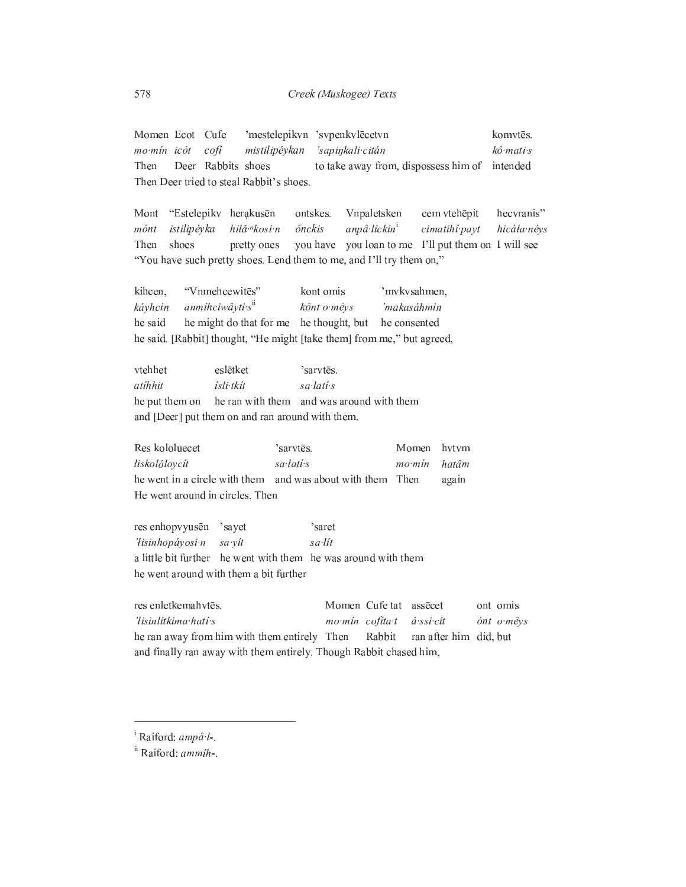Momen Ecot Cufe 'mestelepikvn 'svpenkvlēcetvn komvtēs.
*mo·mín icót cofí mistilipéykan 'sapiŋkali·citán kô·mati·s*
Then Deer Rabbits shoes to take away from, dispossess him of intended
Then Deer tried to steal Rabbit's shoes.

Mont "Estelepikv herąkusēn ontskes. Vnpaletsken cem vtehēpit hecvranis"
*mónt istilipéyka hiłă·ⁿkosi·n ônckis anpâ·líckin*[i] *cimatihî·payt hicáła·néys*
Then shoes pretty ones you have you loan to me I'll put them on I will see
"You have such pretty shoes. Lend them to me, and I'll try them on,"

kihcen, "Vnmehcewitēs" kont omis 'mvkvsahmen,
*káyhcin anmíhciwâyti·s*[ii] *kônt o·mêys 'makasáhmin*
he said he might do that for me he thought, but he consented
he said. [Rabbit] thought, "He might [take them] from me," but agreed,

vtehhet eslētket 'sarvtēs.
*atíhhit ísli·tkít sa·łatí·s*
he put them on he ran with them and was around with them
and [Deer] put them on and ran around with them.

Res kololuecet 'sarvtēs. Momen hvtvm
*łiskolóloycít sa·łatí·s mo·mín hatâm*
he went in a circle with them and was about with them Then again
He went around in circles. Then

res enhopvyusēn 'sayet 'saret
*'łisinhopáyosi·n sa·yít sa·lít*
a little bit further he went with them he was around with them
he went around with them a bit further

res enletkemahvtēs. Momen Cufe tat assēcet ont omis
*'łisinlítkima·hatí·s mo·mín cofíta·t á·ssi·cít ónt o·mêys*
he ran away from him with them entirely Then Rabbit ran after him did, but
and finally ran away with them entirely. Though Rabbit chased him,

---

[i] Raiford: *ampâ·l-*.

[ii] Raiford: *ammíh-*.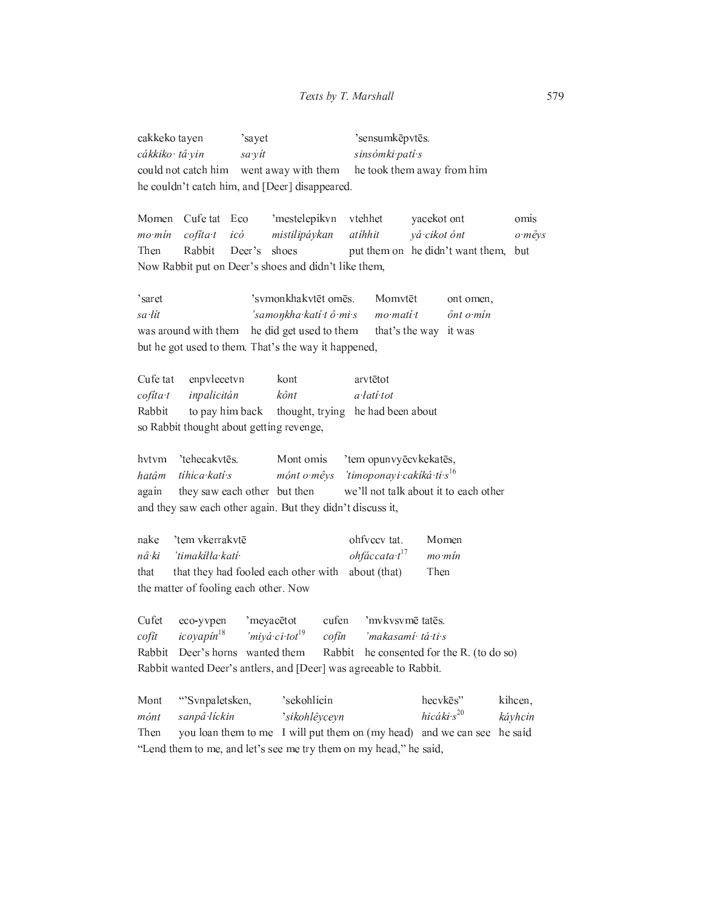cakkeko tayen 'sayet 'sensumkēpvtēs.
*cákkiko· tâ·yin sa·yít sinsómki·patí·s*
could not catch him went away with them he took them away from him
he couldn't catch him, and [Deer] disappeared.

Momen Cufe tat Eco 'mestelepikvn vtehhet yacekot ont omis
*mo·mín cofíta·t icó mistilipáykan atíhhit yá·cikot ónt o·mêys*
Then Rabbit Deer's shoes put them on he didn't want them, but
Now Rabbit put on Deer's shoes and didn't like them,

'saret 'svmonkhakvtēt omēs. Momvtēt ont omen,
*sa·lít 'samoŋkha·katí·t ô·mi·s mo·matí·t ônt o·mín*
was around with them he did get used to them that's the way it was
but he got used to them. That's the way it happened,

Cufe tat enpvlecetvn kont arvtētot
*cofíta·t inpalicitán kônt a·łatí·tot*
Rabbit to pay him back thought, trying he had been about
so Rabbit thought about getting revenge,

hvtvm 'tehecakvtēs. Mont omis 'tem opunvyēcvkekatēs,
*hatâm tíhica·katí·s mónt o·mêys 'timoponayi·cakíká·ti·s*[16]
again they saw each other but then we'll not talk about it to each other
and they saw each other again. But they didn't discuss it,

nake 'tem vkerrakvtē ohfvccv tat. Momen
*nâ·ki 'timakíłła·katí· ohfáccata·t*[17] *mo·mín*
that that they had fooled each other with about (that) Then
the matter of fooling each other. Now

Cufet eco-yvpen 'meyacētot cufen 'mvkvsvmē tatēs.
*cofít icoyapín*[18] *'miyá·ci·tot*[19] *cofín 'makasamí· tá·ti·s*
Rabbit Deer's horns wanted them Rabbit he consented for the R. (to do so)
Rabbit wanted Deer's antlers, and [Deer] was agreeable to Rabbit.

Mont "'Svnpaletsken, 'sekohlicin hecvkēs" kihcen,
*mónt sanpâ·líckin 'sikohlêyceyn hicáki·s*[20] *káyhcin*
Then you loan them to me I will put them on (my head) and we can see he said
"Lend them to me, and let's see me try them on my head," he said,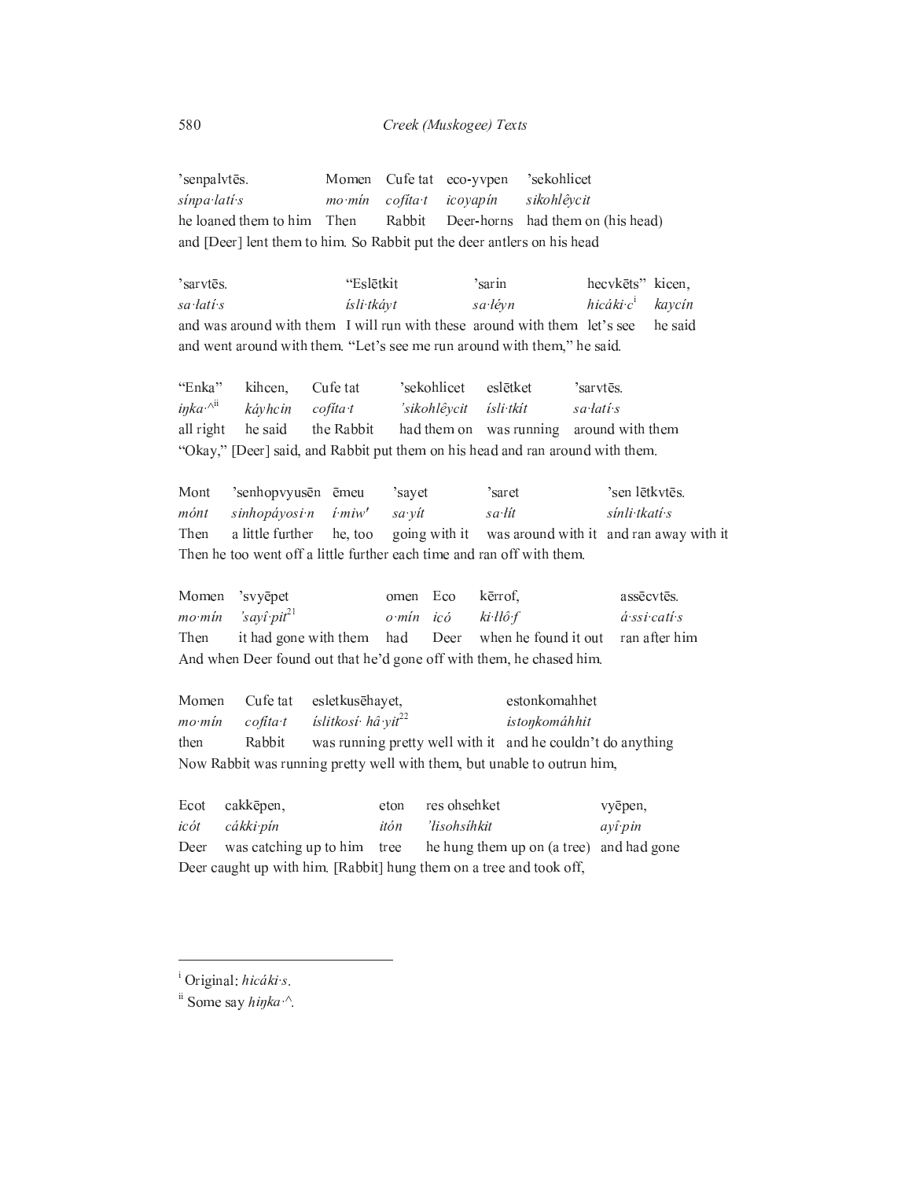| ’senpalvtēs. | Momen | Cufe tat | eco-yvpen | ’sekohlicet |
|---|---|---|---|---|
| *sínpa·latí·s* | *mo·mín* | *cofíta·t* | *icoyapín* | *sikohlêycit* |
| he loaned them to him | Then | Rabbit | Deer-horns | had them on (his head) |

and [Deer] lent them to him. So Rabbit put the deer antlers on his head

| ’sarvtēs. | “Eslētkit | ’sarin | hecvkēts” | kicen, |
|---|---|---|---|---|
| *sa·latí·s* | *ísli·tkáyt* | *sa·léyn* | *hicáki·c*[i] | *kaycín* |
| and was around with them | I will run with these | around with them | let’s see | he said |

and went around with them. “Let’s see me run around with them,” he said.

| “Enka” | kihcen, | Cufe tat | ’sekohlicet | eslētket | ’sarvtēs. |
|---|---|---|---|---|---|
| *iŋka·^*[ii] | *káyhcin* | *cofíta·t* | *’sikohlêycit* | *ísli·tkít* | *sa·latí·s* |
| all right | he said | the Rabbit | had them on | was running | around with them |

“Okay,” [Deer] said, and Rabbit put them on his head and ran around with them.

| Mont | ’senhopvyusēn | ēmeu | ’sayet | ’saret | ’sen lētkvtēs. |
|---|---|---|---|---|---|
| *mónt* | *sinhopáyosi·n* | *í·miw′* | *sa·yít* | *sa·lít* | *sínli·tkatí·s* |
| Then | a little further | he, too | going with it | was around with it | and ran away with it |

Then he too went off a little further each time and ran off with them.

| Momen | ’svyēpet | omen | Eco | kērrof, | assēcvtēs. |
|---|---|---|---|---|---|
| *mo·mín* | *’sayî·pit*[21] | *o·mín* | *icó* | *ki·łłô·f* | *á·ssi·catí·s* |
| Then | it had gone with them | had | Deer | when he found it out | ran after him |

And when Deer found out that he’d gone off with them, he chased him.

| Momen | Cufe tat | esletkusēhayet, | estonkomahhet |
|---|---|---|---|
| *mo·mín* | *cofíta·t* | *íslitkosí· hâ·yit*[22] | *istoŋkomáhhit* |
| then | Rabbit | was running pretty well with it | and he couldn’t do anything |

Now Rabbit was running pretty well with them, but unable to outrun him,

| Ecot | cakkēpen, | eton | res ohsehket | vyēpen, |
|---|---|---|---|---|
| *icót* | *cákki·pín* | *itón* | *’lisohsíhkit* | *ayî·pin* |
| Deer | was catching up to him | tree | he hung them up on (a tree) | and had gone |

Deer caught up with him. [Rabbit] hung them on a tree and took off,

---

[i] Original: *hicáki·s*.

[ii] Some say *hiŋka·^*.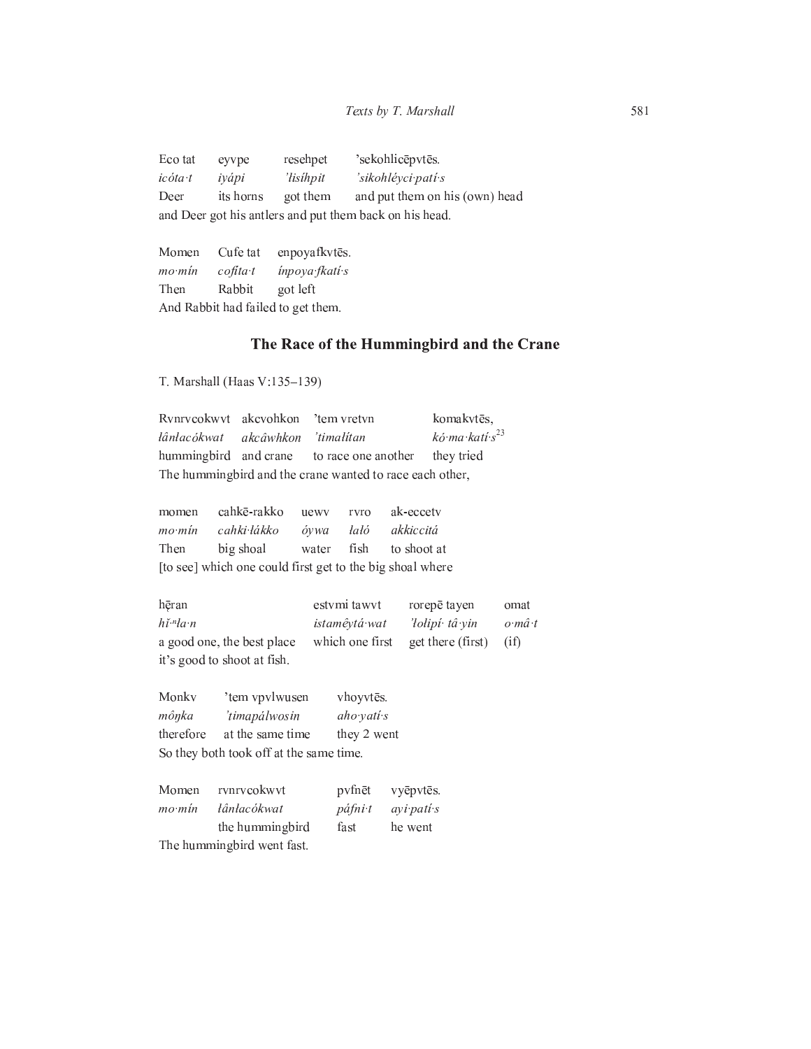| Eco tat | eyvpe | resehpet | ’sekohlicēpvtēs. |
|---|---|---|---|
| *icóta·t* | *iyápi* | *’łisíhpit* | *’sikohléyci·patí·s* |
| Deer | its horns | got them | and put them on his (own) head |

and Deer got his antlers and put them back on his head.

| Momen | Cufe tat | enpoyafkvtēs. |
|---|---|---|
| *mo·mín* | *cofíta·t* | *ínpoya·fkatí·s* |
| Then | Rabbit | got left |

And Rabbit had failed to get them.

## The Race of the Hummingbird and the Crane

T. Marshall (Haas V:135–139)

| Rvnrvcokwvt | akcvohkon | ’tem vretvn | komakvtēs, |
|---|---|---|---|
| *łânłacókwat* | *akcâwhkon* | *’timalítan* | *kó·ma·katí·s*[23] |
| hummingbird | and crane | to race one another | they tried |

The hummingbird and the crane wanted to race each other,

| momen | cahkē-rakko | uewv | rvro | ak-eccetv |
|---|---|---|---|---|
| *mo·mín* | *cahki·łákko* | *óywa* | *łałó* | *akkiccitá* |
| Then | big shoal | water | fish | to shoot at |

[to see] which one could first get to the big shoal where

| hę̄ran | estvmi tawvt | rorepē tayen | omat |
|---|---|---|---|
| *hǐ·ⁿła·n* | *istaméytá·wat* | *’łołipí· tâ·yin* | *o·mâ·t* |
| a good one, the best place | which one first | get there (first) | (if) |

it’s good to shoot at fish.

| Monkv | ’tem vpvlwusen | vhoyvtēs. |
|---|---|---|
| *môŋka* | *’timapálwosin* | *aho·yatí·s* |
| therefore | at the same time | they 2 went |

So they both took off at the same time.

| Momen | rvnrvcokwvt | pvfnēt | vyēpvtēs. |
|---|---|---|---|
| *mo·mín* | *łânłacókwat* | *páfni·t* | *ayi·patí·s* |
| | the hummingbird | fast | he went |

The hummingbird went fast.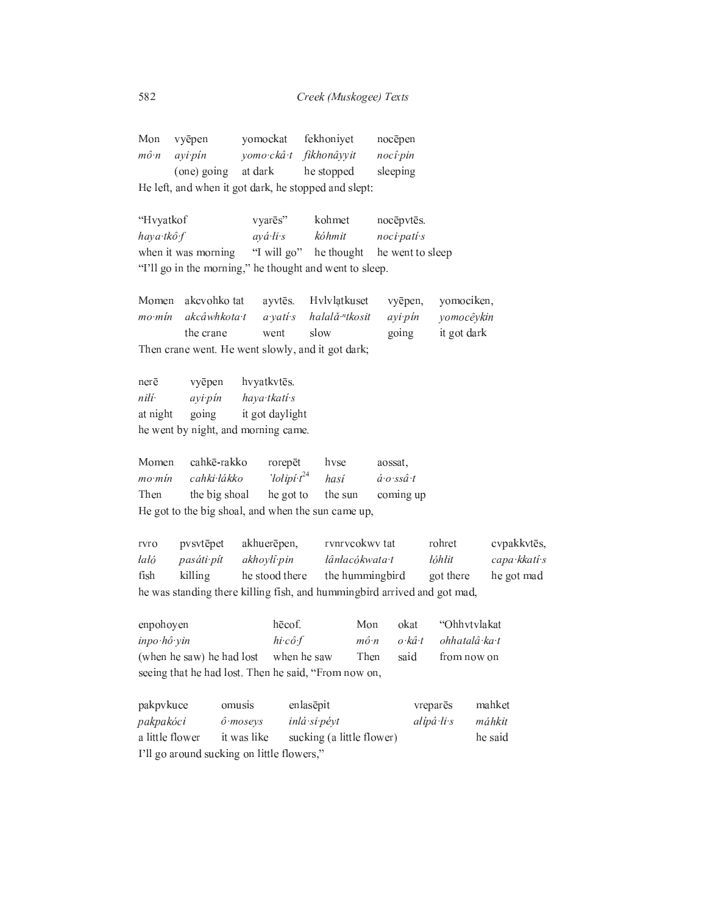| Mon | vyēpen | yomockat | fekhoniyet | nocēpen |
|---|---|---|---|---|
| *mô·n* | *ayi·pín* | *yomo·ckâ·t* | *fikhonâyyit* | *nocî·pin* |
| | (one) going | at dark | he stopped | sleeping |

He left, and when it got dark, he stopped and slept:

| “Hvyatkof | vyarēs” | kohmet | nocēpvtēs. |
|---|---|---|---|
| *haya·tkô·f* | *ayá·li·s* | *kóhmit* | *noci·patí·s* |
| when it was morning | “I will go” | he thought | he went to sleep |

“I’ll go in the morning,” he thought and went to sleep.

| Momen | akcvohko tat | ayvtēs. | Hvlvlątkuset | vyēpen, | yomociken, |
|---|---|---|---|---|---|
| *mo·mín* | *akcâwhkota·t* | *a·yatí·s* | *halală·ⁿtkosit* | *ayi·pín* | *yomocêykin* |
| | the crane | went | slow | going | it got dark |

Then crane went. He went slowly, and it got dark;

| nerē | vyēpen | hvyatkvtēs. |
|---|---|---|
| *nilí·* | *ayi·pín* | *haya·tkatí·s* |
| at night | going | it got daylight |

he went by night, and morning came.

| Momen | cahkē-rakko | rorepēt | hvse | aossat, |
|---|---|---|---|---|
| *mo·mín* | *cahki·łákko* | *’łołipí·t*[24] | *hasí* | *á·o·ssâ·t* |
| Then | the big shoal | he got to | the sun | coming up |

He got to the big shoal, and when the sun came up,

| rvro | pvsvtēpet | akhuerēpen, | rvnrvcokwv tat | rohret | cvpakkvtēs, |
|---|---|---|---|---|---|
| *łałó* | *pasáti·pít* | *akhoyłí·pin* | *łânłacókwata·t* | *łóhłit* | *capa·kkatí·s* |
| fish | killing | he stood there | the hummingbird | got there | he got mad |

he was standing there killing fish, and hummingbird arrived and got mad,

| enpohoyen | hēcof. | Mon | okat | “Ohhvtvlakat |
|---|---|---|---|---|
| *inpo·hô·yin* | *hi·cô·f* | *mô·n* | *o·kâ·t* | *ohhatalâ·ka·t* |
| (when he saw) he had lost | when he saw | Then | said | from now on |

seeing that he had lost. Then he said, “From now on,

| pakpvkuce | omusis | enlasēpit | vreparēs | mahket |
|---|---|---|---|---|
| *pakpakóci* | *ô·moseys* | *inlá·si·péyt* | *ałipá·li·s* | *máhkit* |
| a little flower | it was like | sucking (a little flower) | | he said |

I’ll go around sucking on little flowers,”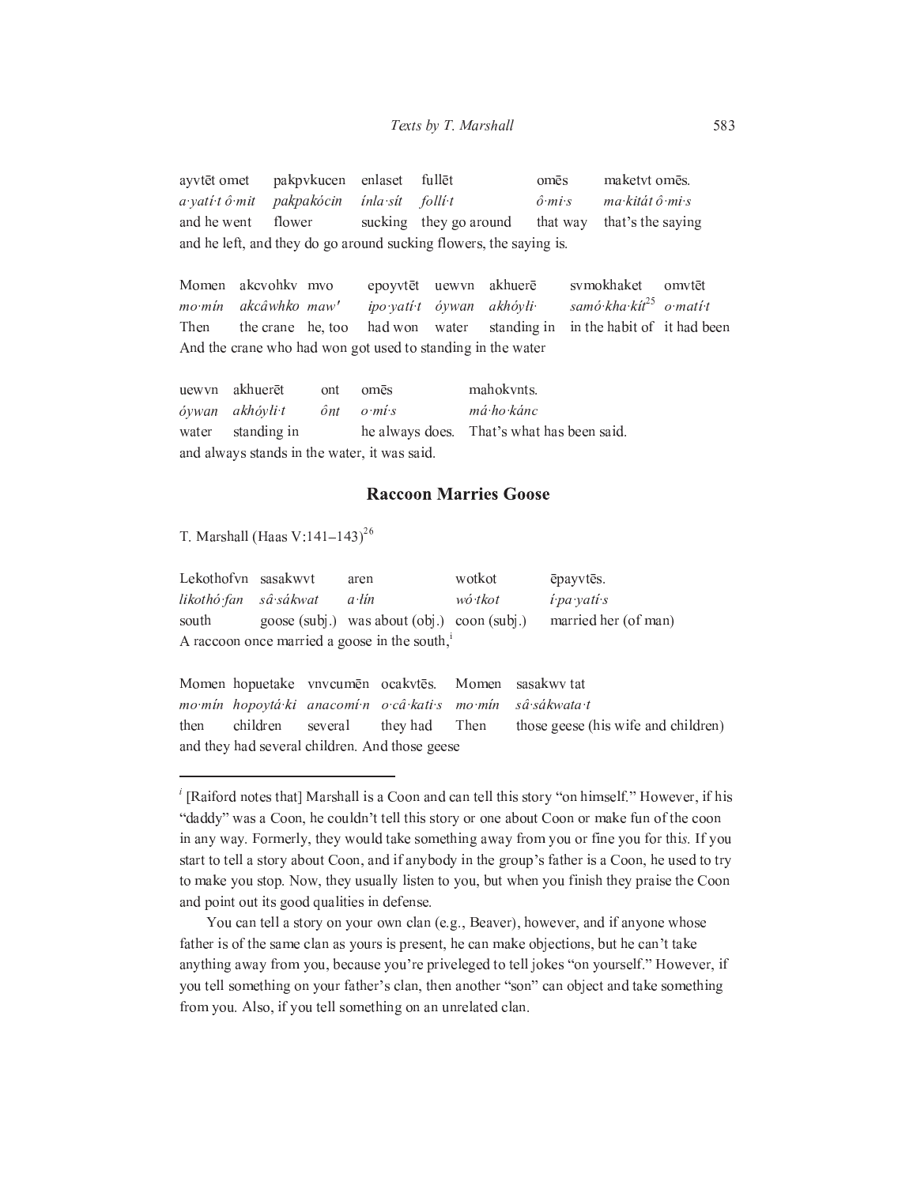| | | | | | |
|---|---|---|---|---|---|
| ayvtēt omet | pakpvkucen | enlaset | fullēt | omēs | maketvt omēs. |
| *a·yatí·t ô·mit* | *pakpakócin* | *ínla·sít* | *follí·t* | *ô·mi·s* | *ma·kitát ô·mi·s* |
| and he went | flower | sucking | they go around | that way | that's the saying |

and he left, and they do go around sucking flowers, the saying is.

| | | | | | | | |
|---|---|---|---|---|---|---|---|
| Momen | akcvohkv | mvo | epoyvtēt | uewvn | akhuerē | svmokhaket | omvtēt |
| *mo·mín* | *akcâwhko* | *maw'* | *ipo·yatí·t* | *óywan* | *akhóyli·* | *samó·kha·kít*[25] | *o·matí·t* |
| Then | the crane | he, too | had won | water | standing in | in the habit of | it had been |

And the crane who had won got used to standing in the water

| | | | | |
|---|---|---|---|---|
| uewvn | akhuerēt | ont | omēs | mahokvnts. |
| *óywan* | *akhóyli·t* | *ônt* | *o·mí·s* | *má·ho·kánc* |
| water | standing in | | he always does. | That's what has been said. |

and always stands in the water, it was said.

## Raccoon Marries Goose

T. Marshall (Haas V:141–143)[26]

| | | | | |
|---|---|---|---|---|
| Lekothofvn | sasakwvt | aren | wotkot | ēpayvtēs. |
| *likothó·fan* | *sâ·sákwat* | *a·lín* | *wó·tkot* | *í·pa·yatí·s* |
| south | goose (subj.) | was about (obj.) | coon (subj.) | married her (of man) |

A raccoon once married a goose in the south,[i]

| | | | | | |
|---|---|---|---|---|---|
| Momen | hopuetake | vnvcumēn | ocakvtēs. | Momen | sasakwv tat |
| *mo·mín* | *hopoytá·ki* | *anacomí·n* | *o·câ·kati·s* | *mo·mín* | *sâ·sákwata·t* |
| then | children | several | they had | Then | those geese (his wife and children) |

and they had several children. And those geese

---

[i] [Raiford notes that] Marshall is a Coon and can tell this story "on himself." However, if his "daddy" was a Coon, he couldn't tell this story or one about Coon or make fun of the coon in any way. Formerly, they would take something away from you or fine you for this. If you start to tell a story about Coon, and if anybody in the group's father is a Coon, he used to try to make you stop. Now, they usually listen to you, but when you finish they praise the Coon and point out its good qualities in defense.

You can tell a story on your own clan (e.g., Beaver), however, and if anyone whose father is of the same clan as yours is present, he can make objections, but he can't take anything away from you, because you're priveleged to tell jokes "on yourself." However, if you tell something on your father's clan, then another "son" can object and take something from you. Also, if you tell something on an unrelated clan.